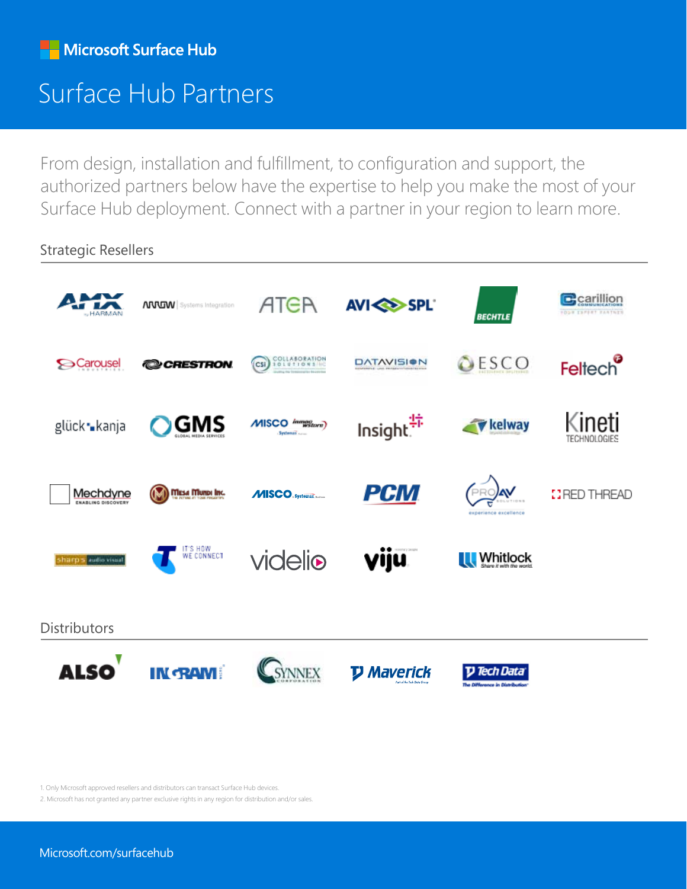Microsoft Surface Hub

# Surface Hub Partners

From design, installation and fulfillment, to configuration and support, the authorized partners below have the expertise to help you make the most of your Surface Hub deployment. Connect with a partner in your region to learn more.

## Strategic Resellers

AMX by HARMAN, Arrow Systems Integration, ATEA, AVI-SPL, BECHTLE, carillion communications, Carousel Industries, CRESTRON, Collaboration Solutions, DATAVISION, ESCO, Feltech, glück kanja, GMS Global Media Services, MISCO Inmac wstore Systemax, Insight, kelway, Kineti Technologies, Mechdyne, Mesa Mundi Inc., MISCO Systemax, PCM, PRO AV Solutions, RED THREAD, sharp's audio visual, Telstra, videlio, viju, Whitlock

## Distributors

ALSO, INGRAM MICRO, SYNNEX Corporation, Maverick, Tech Data

1. Only Microsoft approved resellers and distributors can transact Surface Hub devices.
2. Microsoft has not granted any partner exclusive rights in any region for distribution and/or sales.

Microsoft.com/surfacehub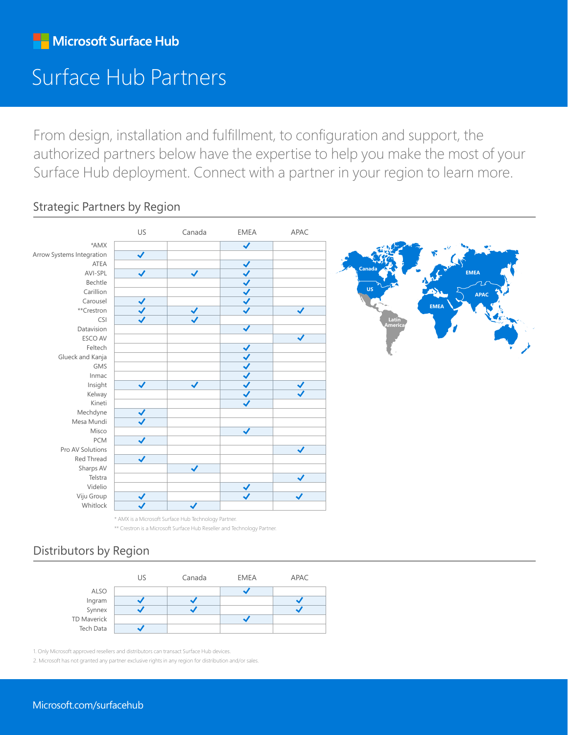Microsoft Surface Hub

# Surface Hub Partners

From design, installation and fulfillment, to configuration and support, the authorized partners below have the expertise to help you make the most of your Surface Hub deployment. Connect with a partner in your region to learn more.

## Strategic Partners by Region

| | US | Canada | EMEA | APAC |
|---|---|---|---|---|
| *AMX | | | ✓ | |
| Arrow Systems Integration | ✓ | | | |
| ATEA | | | ✓ | |
| AVI-SPL | ✓ | ✓ | ✓ | |
| Bechtle | | | ✓ | |
| Carillion | | | ✓ | |
| Carousel | ✓ | | ✓ | |
| **Crestron | ✓ | ✓ | ✓ | ✓ |
| CSI | ✓ | ✓ | | |
| Datavision | | | ✓ | |
| ESCO AV | | | | ✓ |
| Feltech | | | ✓ | |
| Glueck and Kanja | | | ✓ | |
| GMS | | | ✓ | |
| Inmac | | | ✓ | |
| Insight | ✓ | ✓ | ✓ | ✓ |
| Kelway | | | ✓ | ✓ |
| Kineti | | | ✓ | |
| Mechdyne | ✓ | | | |
| Mesa Mundi | ✓ | | | |
| Misco | | | ✓ | |
| PCM | ✓ | | | |
| Pro AV Solutions | | | | ✓ |
| Red Thread | ✓ | | | |
| Sharps AV | | ✓ | | |
| Telstra | | | | ✓ |
| Videlio | | | ✓ | |
| Viju Group | ✓ | | ✓ | ✓ |
| Whitlock | ✓ | ✓ | | |

Canada
US
Latin America
EMEA
APAC

\* AMX is a Microsoft Surface Hub Technology Partner.

** Crestron is a Microsoft Surface Hub Reseller and Technology Partner.

## Distributors by Region

| | US | Canada | EMEA | APAC |
|---|---|---|---|---|
| ALSO | | | ✓ | |
| Ingram | ✓ | ✓ | | ✓ |
| Synnex | ✓ | ✓ | | ✓ |
| TD Maverick | | | ✓ | |
| Tech Data | ✓ | | | |

1. Only Microsoft approved resellers and distributors can transact Surface Hub devices.
2. Microsoft has not granted any partner exclusive rights in any region for distribution and/or sales.

Microsoft.com/surfacehub